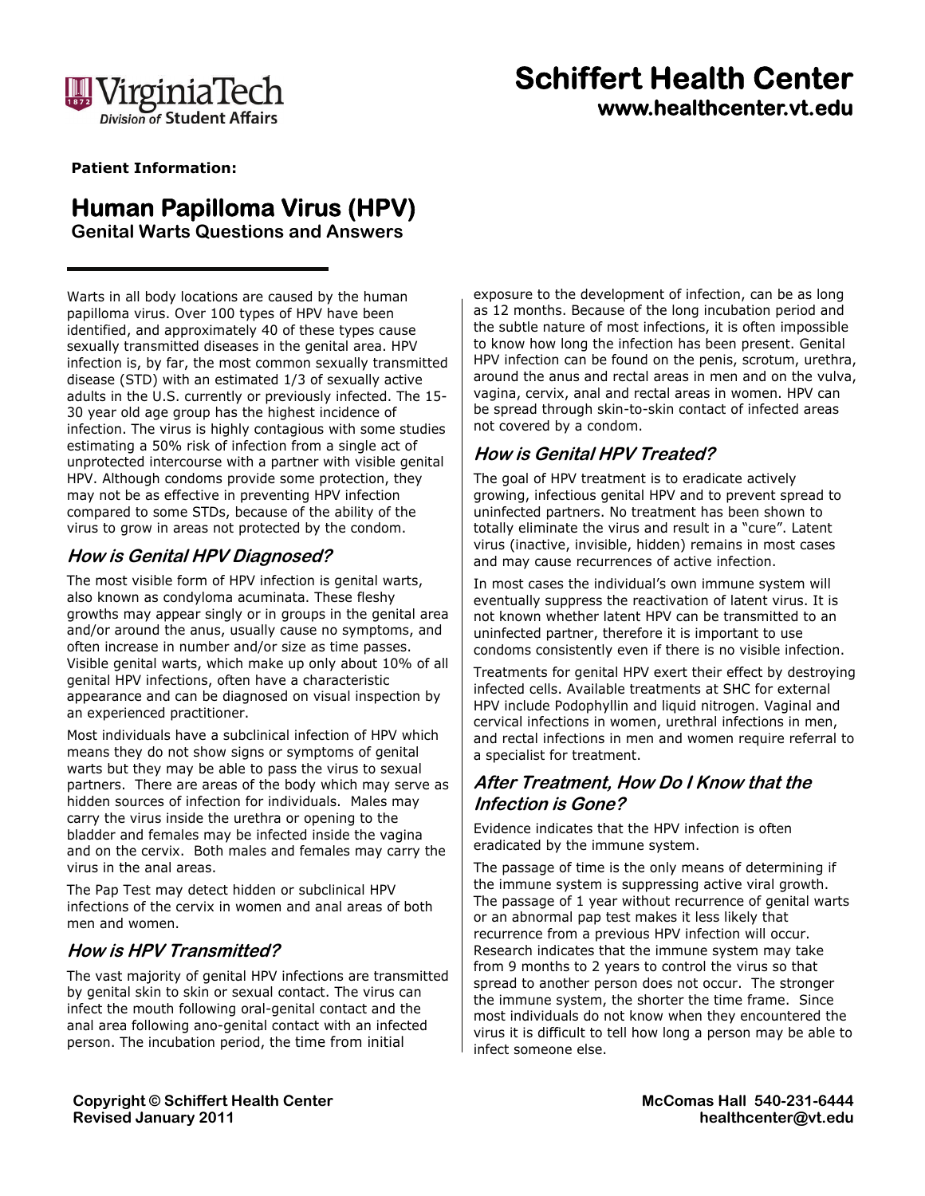Virginia Tech — Division of Student Affairs

# Schiffert Health Center
**www.healthcenter.vt.edu**

**Patient Information:**

## Human Papilloma Virus (HPV)
**Genital Warts Questions and Answers**

Warts in all body locations are caused by the human papilloma virus. Over 100 types of HPV have been identified, and approximately 40 of these types cause sexually transmitted diseases in the genital area. HPV infection is, by far, the most common sexually transmitted disease (STD) with an estimated 1/3 of sexually active adults in the U.S. currently or previously infected. The 15-30 year old age group has the highest incidence of infection. The virus is highly contagious with some studies estimating a 50% risk of infection from a single act of unprotected intercourse with a partner with visible genital HPV. Although condoms provide some protection, they may not be as effective in preventing HPV infection compared to some STDs, because of the ability of the virus to grow in areas not protected by the condom.

### *How is Genital HPV Diagnosed?*

The most visible form of HPV infection is genital warts, also known as condyloma acuminata. These fleshy growths may appear singly or in groups in the genital area and/or around the anus, usually cause no symptoms, and often increase in number and/or size as time passes. Visible genital warts, which make up only about 10% of all genital HPV infections, often have a characteristic appearance and can be diagnosed on visual inspection by an experienced practitioner.

Most individuals have a subclinical infection of HPV which means they do not show signs or symptoms of genital warts but they may be able to pass the virus to sexual partners. There are areas of the body which may serve as hidden sources of infection for individuals. Males may carry the virus inside the urethra or opening to the bladder and females may be infected inside the vagina and on the cervix. Both males and females may carry the virus in the anal areas.

The Pap Test may detect hidden or subclinical HPV infections of the cervix in women and anal areas of both men and women.

### *How is HPV Transmitted?*

The vast majority of genital HPV infections are transmitted by genital skin to skin or sexual contact. The virus can infect the mouth following oral-genital contact and the anal area following ano-genital contact with an infected person. The incubation period, the time from initial exposure to the development of infection, can be as long as 12 months. Because of the long incubation period and the subtle nature of most infections, it is often impossible to know how long the infection has been present. Genital HPV infection can be found on the penis, scrotum, urethra, around the anus and rectal areas in men and on the vulva, vagina, cervix, anal and rectal areas in women. HPV can be spread through skin-to-skin contact of infected areas not covered by a condom.

### *How is Genital HPV Treated?*

The goal of HPV treatment is to eradicate actively growing, infectious genital HPV and to prevent spread to uninfected partners. No treatment has been shown to totally eliminate the virus and result in a "cure". Latent virus (inactive, invisible, hidden) remains in most cases and may cause recurrences of active infection.

In most cases the individual's own immune system will eventually suppress the reactivation of latent virus. It is not known whether latent HPV can be transmitted to an uninfected partner, therefore it is important to use condoms consistently even if there is no visible infection.

Treatments for genital HPV exert their effect by destroying infected cells. Available treatments at SHC for external HPV include Podophyllin and liquid nitrogen. Vaginal and cervical infections in women, urethral infections in men, and rectal infections in men and women require referral to a specialist for treatment.

### *After Treatment, How Do I Know that the Infection is Gone?*

Evidence indicates that the HPV infection is often eradicated by the immune system.

The passage of time is the only means of determining if the immune system is suppressing active viral growth. The passage of 1 year without recurrence of genital warts or an abnormal pap test makes it less likely that recurrence from a previous HPV infection will occur. Research indicates that the immune system may take from 9 months to 2 years to control the virus so that spread to another person does not occur. The stronger the immune system, the shorter the time frame. Since most individuals do not know when they encountered the virus it is difficult to tell how long a person may be able to infect someone else.

**Copyright © Schiffert Health Center**
**Revised January 2011**

**McComas Hall 540-231-6444**
**healthcenter@vt.edu**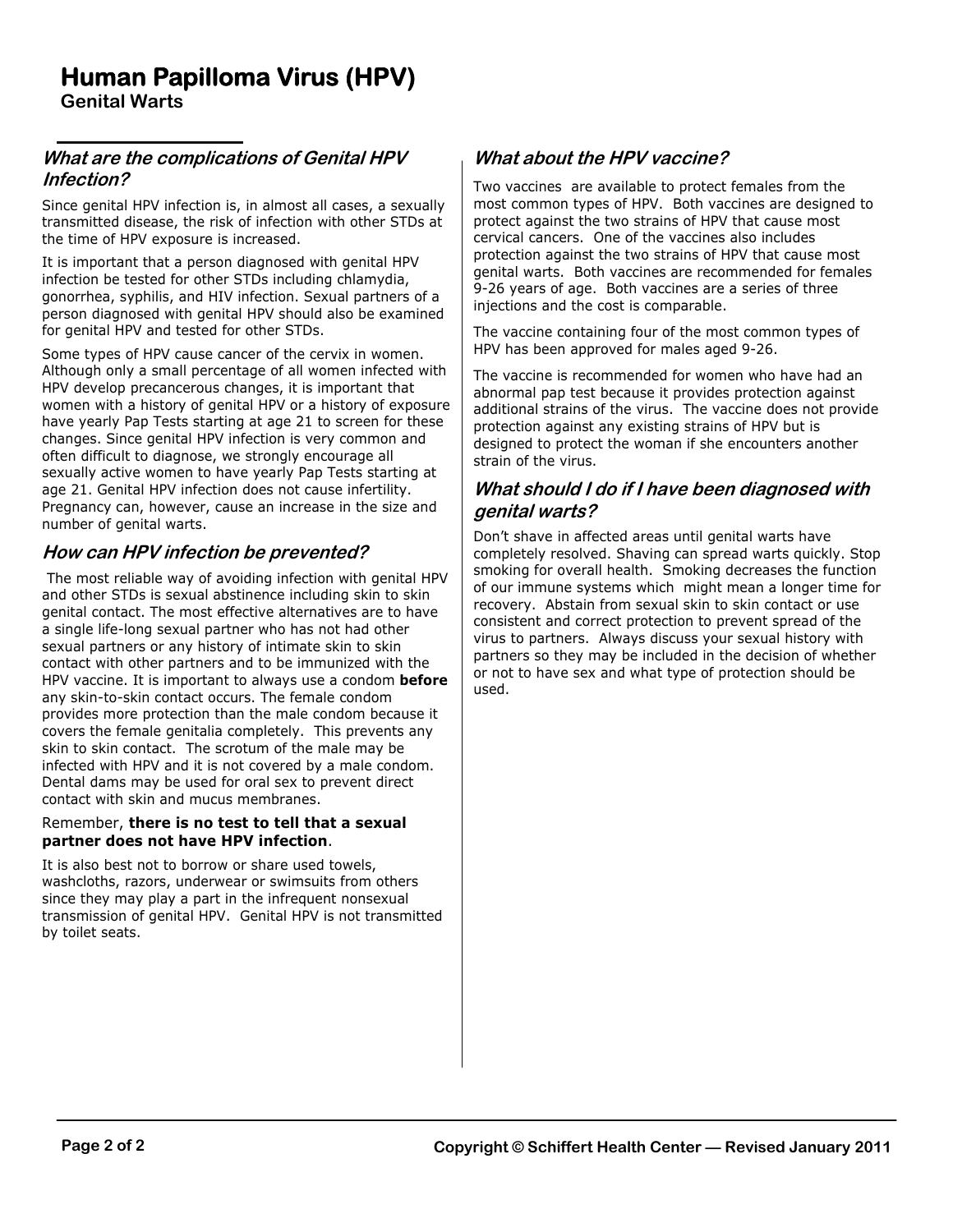# Human Papilloma Virus (HPV)

**Genital Warts**

## *What are the complications of Genital HPV Infection?*

Since genital HPV infection is, in almost all cases, a sexually transmitted disease, the risk of infection with other STDs at the time of HPV exposure is increased.

It is important that a person diagnosed with genital HPV infection be tested for other STDs including chlamydia, gonorrhea, syphilis, and HIV infection. Sexual partners of a person diagnosed with genital HPV should also be examined for genital HPV and tested for other STDs.

Some types of HPV cause cancer of the cervix in women. Although only a small percentage of all women infected with HPV develop precancerous changes, it is important that women with a history of genital HPV or a history of exposure have yearly Pap Tests starting at age 21 to screen for these changes. Since genital HPV infection is very common and often difficult to diagnose, we strongly encourage all sexually active women to have yearly Pap Tests starting at age 21. Genital HPV infection does not cause infertility. Pregnancy can, however, cause an increase in the size and number of genital warts.

## *How can HPV infection be prevented?*

The most reliable way of avoiding infection with genital HPV and other STDs is sexual abstinence including skin to skin genital contact. The most effective alternatives are to have a single life-long sexual partner who has not had other sexual partners or any history of intimate skin to skin contact with other partners and to be immunized with the HPV vaccine. It is important to always use a condom **before** any skin-to-skin contact occurs. The female condom provides more protection than the male condom because it covers the female genitalia completely. This prevents any skin to skin contact. The scrotum of the male may be infected with HPV and it is not covered by a male condom. Dental dams may be used for oral sex to prevent direct contact with skin and mucus membranes.

Remember, **there is no test to tell that a sexual partner does not have HPV infection**.

It is also best not to borrow or share used towels, washcloths, razors, underwear or swimsuits from others since they may play a part in the infrequent nonsexual transmission of genital HPV. Genital HPV is not transmitted by toilet seats.

## *What about the HPV vaccine?*

Two vaccines are available to protect females from the most common types of HPV. Both vaccines are designed to protect against the two strains of HPV that cause most cervical cancers. One of the vaccines also includes protection against the two strains of HPV that cause most genital warts. Both vaccines are recommended for females 9-26 years of age. Both vaccines are a series of three injections and the cost is comparable.

The vaccine containing four of the most common types of HPV has been approved for males aged 9-26.

The vaccine is recommended for women who have had an abnormal pap test because it provides protection against additional strains of the virus. The vaccine does not provide protection against any existing strains of HPV but is designed to protect the woman if she encounters another strain of the virus.

## *What should I do if I have been diagnosed with genital warts?*

Don't shave in affected areas until genital warts have completely resolved. Shaving can spread warts quickly. Stop smoking for overall health. Smoking decreases the function of our immune systems which might mean a longer time for recovery. Abstain from sexual skin to skin contact or use consistent and correct protection to prevent spread of the virus to partners. Always discuss your sexual history with partners so they may be included in the decision of whether or not to have sex and what type of protection should be used.

Copyright © Schiffert Health Center — Revised January 2011